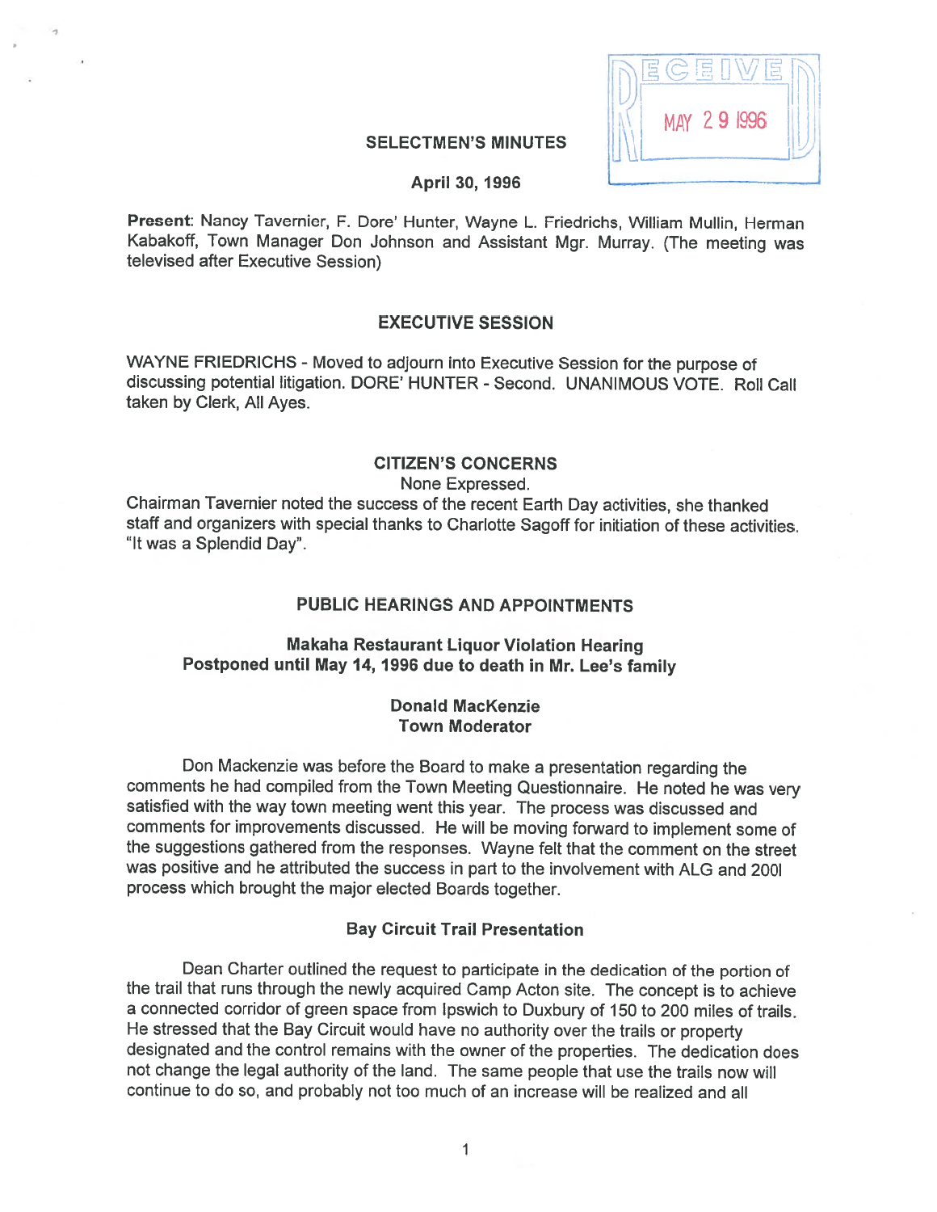RECEIVED MAY 29 1996

# SELECTMEN'S MINUTES

**April 30, 1996**

**Present**: Nancy Tavernier, F. Dore' Hunter, Wayne L. Friedrichs, William Mullin, Herman Kabakoff, Town Manager Don Johnson and Assistant Mgr. Murray. (The meeting was televised after Executive Session)

## EXECUTIVE SESSION

WAYNE FRIEDRICHS - Moved to adjourn into Executive Session for the purpose of discussing potential litigation. DORE' HUNTER - Second. UNANIMOUS VOTE. Roll Call taken by Clerk, All Ayes.

## CITIZEN'S CONCERNS

None Expressed.

Chairman Tavernier noted the success of the recent Earth Day activities, she thanked staff and organizers with special thanks to Charlotte Sagoff for initiation of these activities. "It was a Splendid Day".

## PUBLIC HEARINGS AND APPOINTMENTS

### Makaha Restaurant Liquor Violation Hearing
### Postponed until May 14, 1996 due to death in Mr. Lee's family

### Donald MacKenzie
### Town Moderator

Don Mackenzie was before the Board to make a presentation regarding the comments he had compiled from the Town Meeting Questionnaire. He noted he was very satisfied with the way town meeting went this year. The process was discussed and comments for improvements discussed. He will be moving forward to implement some of the suggestions gathered from the responses. Wayne felt that the comment on the street was positive and he attributed the success in part to the involvement with ALG and 2001 process which brought the major elected Boards together.

### Bay Circuit Trail Presentation

Dean Charter outlined the request to participate in the dedication of the portion of the trail that runs through the newly acquired Camp Acton site. The concept is to achieve a connected corridor of green space from Ipswich to Duxbury of 150 to 200 miles of trails. He stressed that the Bay Circuit would have no authority over the trails or property designated and the control remains with the owner of the properties. The dedication does not change the legal authority of the land. The same people that use the trails now will continue to do so, and probably not too much of an increase will be realized and all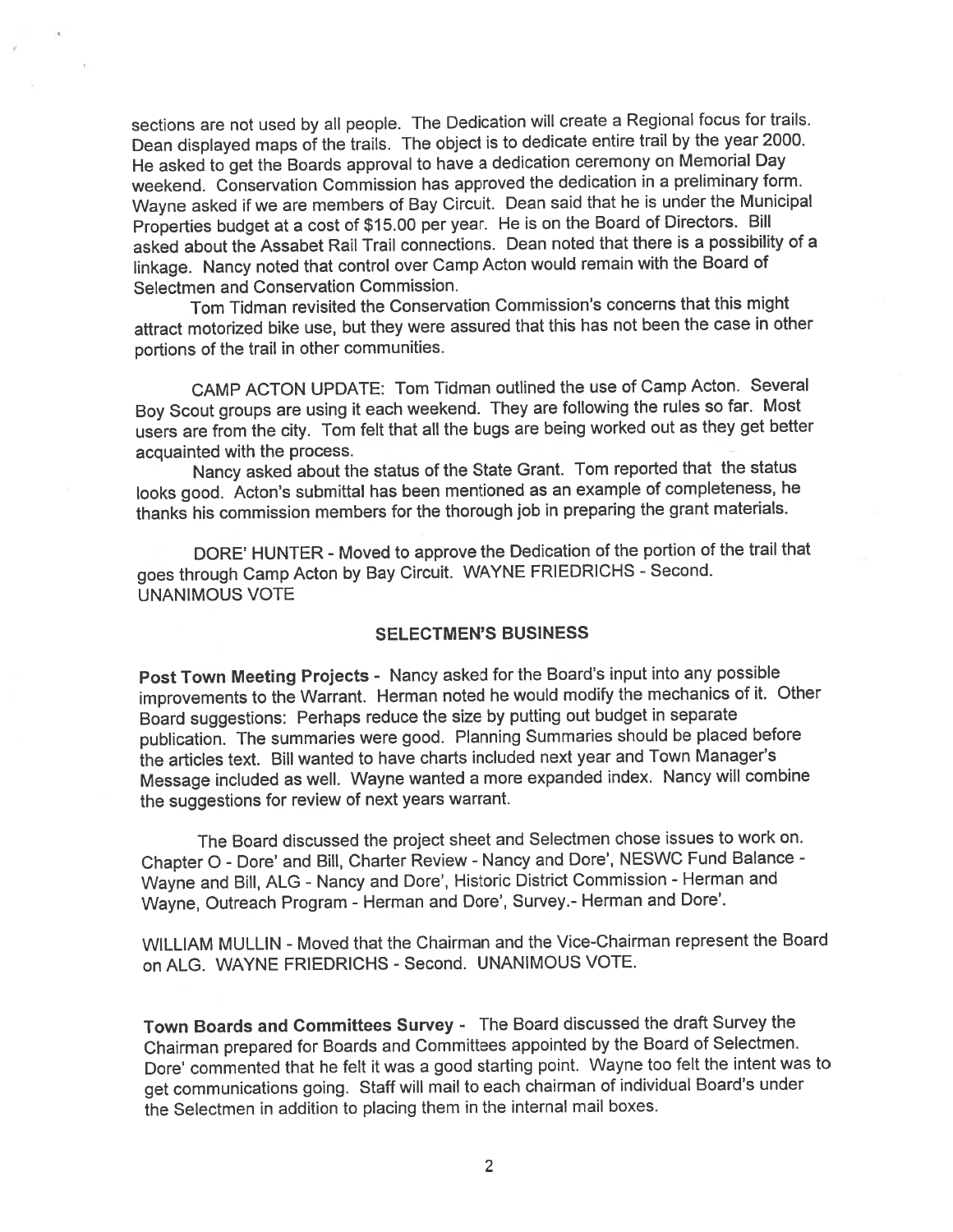sections are not used by all people. The Dedication will create a Regional focus for trails. Dean displayed maps of the trails. The object is to dedicate entire trail by the year 2000. He asked to get the Boards approval to have a dedication ceremony on Memorial Day weekend. Conservation Commission has approved the dedication in a preliminary form. Wayne asked if we are members of Bay Circuit. Dean said that he is under the Municipal Properties budget at a cost of $15.00 per year. He is on the Board of Directors. Bill asked about the Assabet Rail Trail connections. Dean noted that there is a possibility of a linkage. Nancy noted that control over Camp Acton would remain with the Board of Selectmen and Conservation Commission.

Tom Tidman revisited the Conservation Commission's concerns that this might attract motorized bike use, but they were assured that this has not been the case in other portions of the trail in other communities.

CAMP ACTON UPDATE: Tom Tidman outlined the use of Camp Acton. Several Boy Scout groups are using it each weekend. They are following the rules so far. Most users are from the city. Tom felt that all the bugs are being worked out as they get better acquainted with the process.

Nancy asked about the status of the State Grant. Tom reported that the status looks good. Acton's submittal has been mentioned as an example of completeness, he thanks his commission members for the thorough job in preparing the grant materials.

DORE' HUNTER - Moved to approve the Dedication of the portion of the trail that goes through Camp Acton by Bay Circuit. WAYNE FRIEDRICHS - Second. UNANIMOUS VOTE

## SELECTMEN'S BUSINESS

**Post Town Meeting Projects -** Nancy asked for the Board's input into any possible improvements to the Warrant. Herman noted he would modify the mechanics of it. Other Board suggestions: Perhaps reduce the size by putting out budget in separate publication. The summaries were good. Planning Summaries should be placed before the articles text. Bill wanted to have charts included next year and Town Manager's Message included as well. Wayne wanted a more expanded index. Nancy will combine the suggestions for review of next years warrant.

The Board discussed the project sheet and Selectmen chose issues to work on. Chapter O - Dore' and Bill, Charter Review - Nancy and Dore', NESWC Fund Balance - Wayne and Bill, ALG - Nancy and Dore', Historic District Commission - Herman and Wayne, Outreach Program - Herman and Dore', Survey.- Herman and Dore'.

WILLIAM MULLIN - Moved that the Chairman and the Vice-Chairman represent the Board on ALG. WAYNE FRIEDRICHS - Second. UNANIMOUS VOTE.

**Town Boards and Committees Survey -** The Board discussed the draft Survey the Chairman prepared for Boards and Committees appointed by the Board of Selectmen. Dore' commented that he felt it was a good starting point. Wayne too felt the intent was to get communications going. Staff will mail to each chairman of individual Board's under the Selectmen in addition to placing them in the internal mail boxes.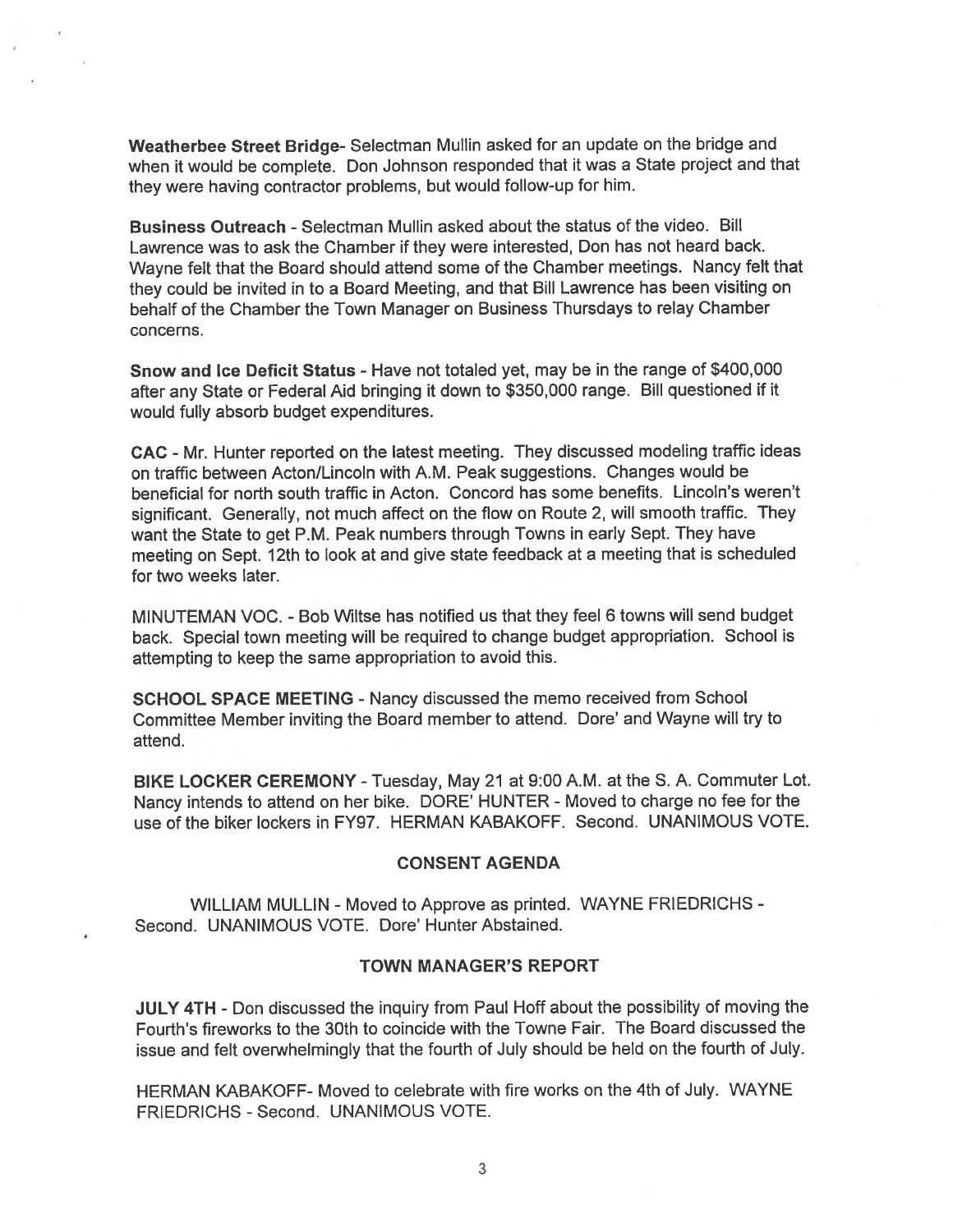**Weatherbee Street Bridge**- Selectman Mullin asked for an update on the bridge and when it would be complete. Don Johnson responded that it was a State project and that they were having contractor problems, but would follow-up for him.

**Business Outreach** - Selectman Mullin asked about the status of the video. Bill Lawrence was to ask the Chamber if they were interested, Don has not heard back. Wayne felt that the Board should attend some of the Chamber meetings. Nancy felt that they could be invited in to a Board Meeting, and that Bill Lawrence has been visiting on behalf of the Chamber the Town Manager on Business Thursdays to relay Chamber concerns.

**Snow and Ice Deficit Status** - Have not totaled yet, may be in the range of $400,000 after any State or Federal Aid bringing it down to $350,000 range. Bill questioned if it would fully absorb budget expenditures.

**CAC** - Mr. Hunter reported on the latest meeting. They discussed modeling traffic ideas on traffic between Acton/Lincoln with A.M. Peak suggestions. Changes would be beneficial for north south traffic in Acton. Concord has some benefits. Lincoln's weren't significant. Generally, not much affect on the flow on Route 2, will smooth traffic. They want the State to get P.M. Peak numbers through Towns in early Sept. They have meeting on Sept. 12th to look at and give state feedback at a meeting that is scheduled for two weeks later.

MINUTEMAN VOC. - Bob Wiltse has notified us that they feel 6 towns will send budget back. Special town meeting will be required to change budget appropriation. School is attempting to keep the same appropriation to avoid this.

**SCHOOL SPACE MEETING** - Nancy discussed the memo received from School Committee Member inviting the Board member to attend. Dore' and Wayne will try to attend.

**BIKE LOCKER CEREMONY** - Tuesday, May 21 at 9:00 A.M. at the S. A. Commuter Lot. Nancy intends to attend on her bike. DORE' HUNTER - Moved to charge no fee for the use of the biker lockers in FY97. HERMAN KABAKOFF. Second. UNANIMOUS VOTE.

## CONSENT AGENDA

WILLIAM MULLIN - Moved to Approve as printed. WAYNE FRIEDRICHS - Second. UNANIMOUS VOTE. Dore' Hunter Abstained.

## TOWN MANAGER'S REPORT

**JULY 4TH** - Don discussed the inquiry from Paul Hoff about the possibility of moving the Fourth's fireworks to the 30th to coincide with the Towne Fair. The Board discussed the issue and felt overwhelmingly that the fourth of July should be held on the fourth of July.

HERMAN KABAKOFF- Moved to celebrate with fire works on the 4th of July. WAYNE FRIEDRICHS - Second. UNANIMOUS VOTE.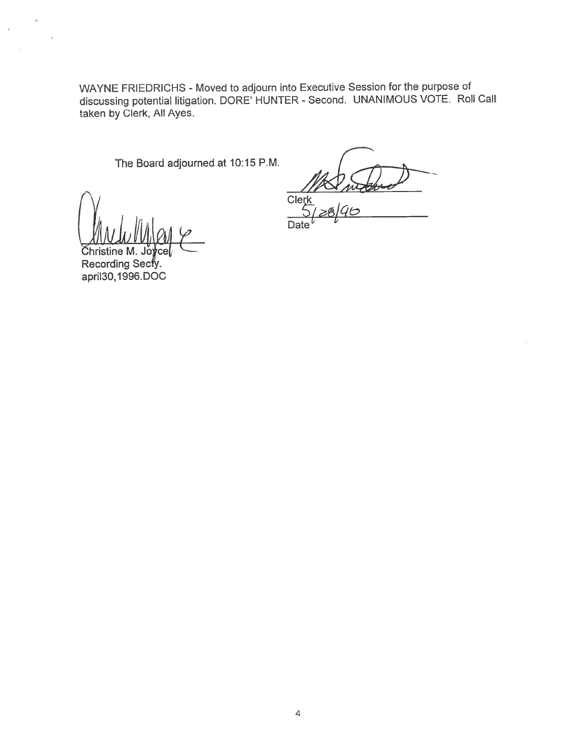WAYNE FRIEDRICHS - Moved to adjourn into Executive Session for the purpose of discussing potential litigation. DORE' HUNTER - Second. UNANIMOUS VOTE. Roll Call taken by Clerk, All Ayes.

The Board adjourned at 10:15 P.M.

Clerk

5/28/96

Date

Christine M. Joyce

Recording Secty.

april30,1996.DOC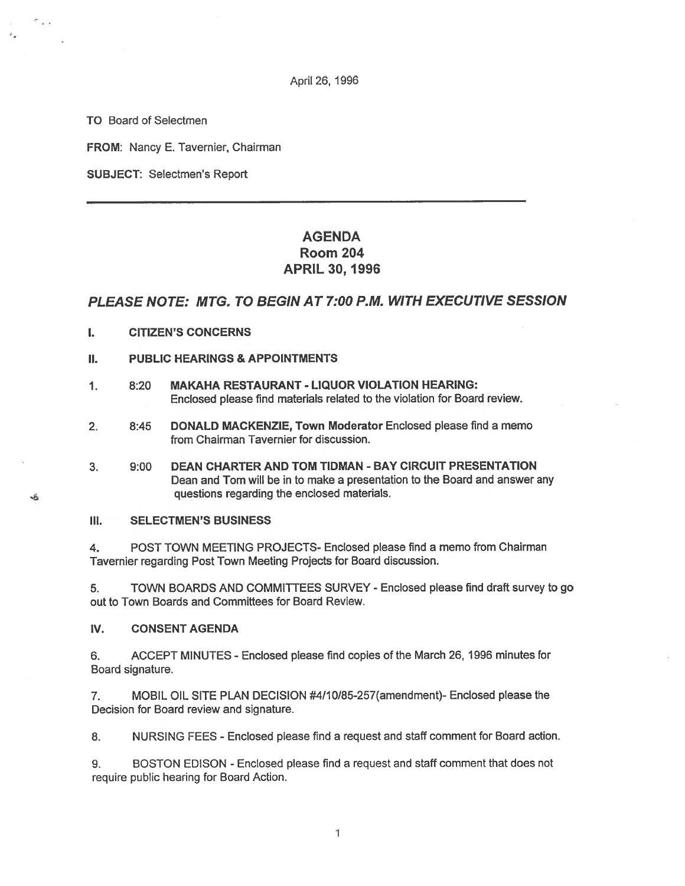April 26, 1996

**TO** Board of Selectmen

**FROM**: Nancy E. Tavernier, Chairman

**SUBJECT**: Selectmen's Report

---

# AGENDA
## Room 204
## APRIL 30, 1996

### *PLEASE NOTE: MTG. TO BEGIN AT 7:00 P.M. WITH EXECUTIVE SESSION*

**I. CITIZEN'S CONCERNS**

**II. PUBLIC HEARINGS & APPOINTMENTS**

1. 8:20 **MAKAHA RESTAURANT - LIQUOR VIOLATION HEARING:** Enclosed please find materials related to the violation for Board review.

2. 8:45 **DONALD MACKENZIE, Town Moderator** Enclosed please find a memo from Chairman Tavernier for discussion.

3. 9:00 **DEAN CHARTER AND TOM TIDMAN - BAY CIRCUIT PRESENTATION** Dean and Tom will be in to make a presentation to the Board and answer any questions regarding the enclosed materials.

**III. SELECTMEN'S BUSINESS**

4. POST TOWN MEETING PROJECTS- Enclosed please find a memo from Chairman Tavernier regarding Post Town Meeting Projects for Board discussion.

5. TOWN BOARDS AND COMMITTEES SURVEY - Enclosed please find draft survey to go out to Town Boards and Committees for Board Review.

**IV. CONSENT AGENDA**

6. ACCEPT MINUTES - Enclosed please find copies of the March 26, 1996 minutes for Board signature.

7. MOBIL OIL SITE PLAN DECISION #4/10/85-257(amendment)- Enclosed please the Decision for Board review and signature.

8. NURSING FEES - Enclosed please find a request and staff comment for Board action.

9. BOSTON EDISON - Enclosed please find a request and staff comment that does not require public hearing for Board Action.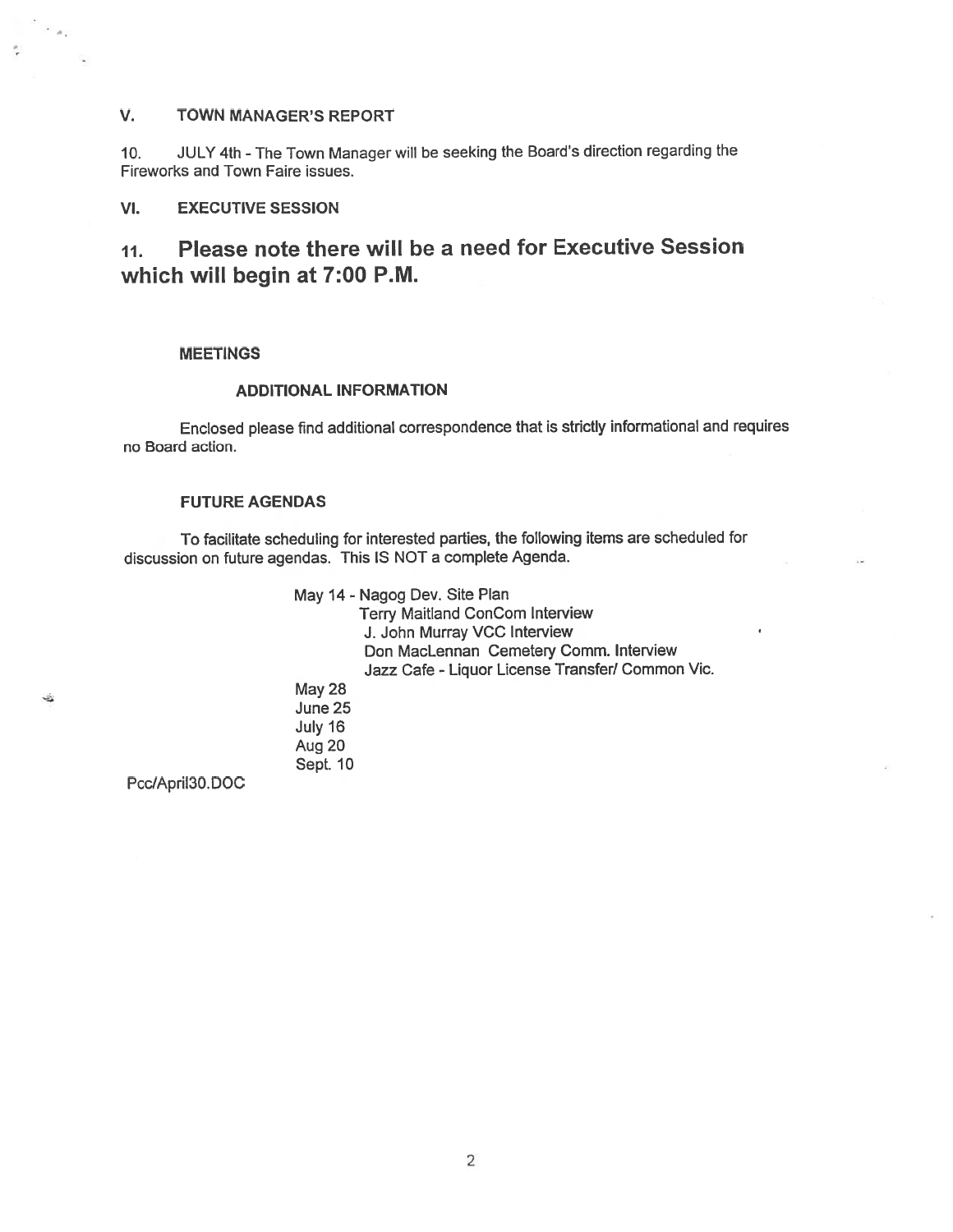## V. TOWN MANAGER'S REPORT

10. JULY 4th - The Town Manager will be seeking the Board's direction regarding the Fireworks and Town Faire issues.

## VI. EXECUTIVE SESSION

## 11. Please note there will be a need for Executive Session which will begin at 7:00 P.M.

### MEETINGS

### ADDITIONAL INFORMATION

Enclosed please find additional correspondence that is strictly informational and requires no Board action.

### FUTURE AGENDAS

To facilitate scheduling for interested parties, the following items are scheduled for discussion on future agendas. This IS NOT a complete Agenda.

May 14 - Nagog Dev. Site Plan
Terry Maitland ConCom Interview
J. John Murray VCC Interview
Don MacLennan Cemetery Comm. Interview
Jazz Cafe - Liquor License Transfer/ Common Vic.

May 28

June 25

July 16

Aug 20

Sept. 10

Pcc/April30.DOC